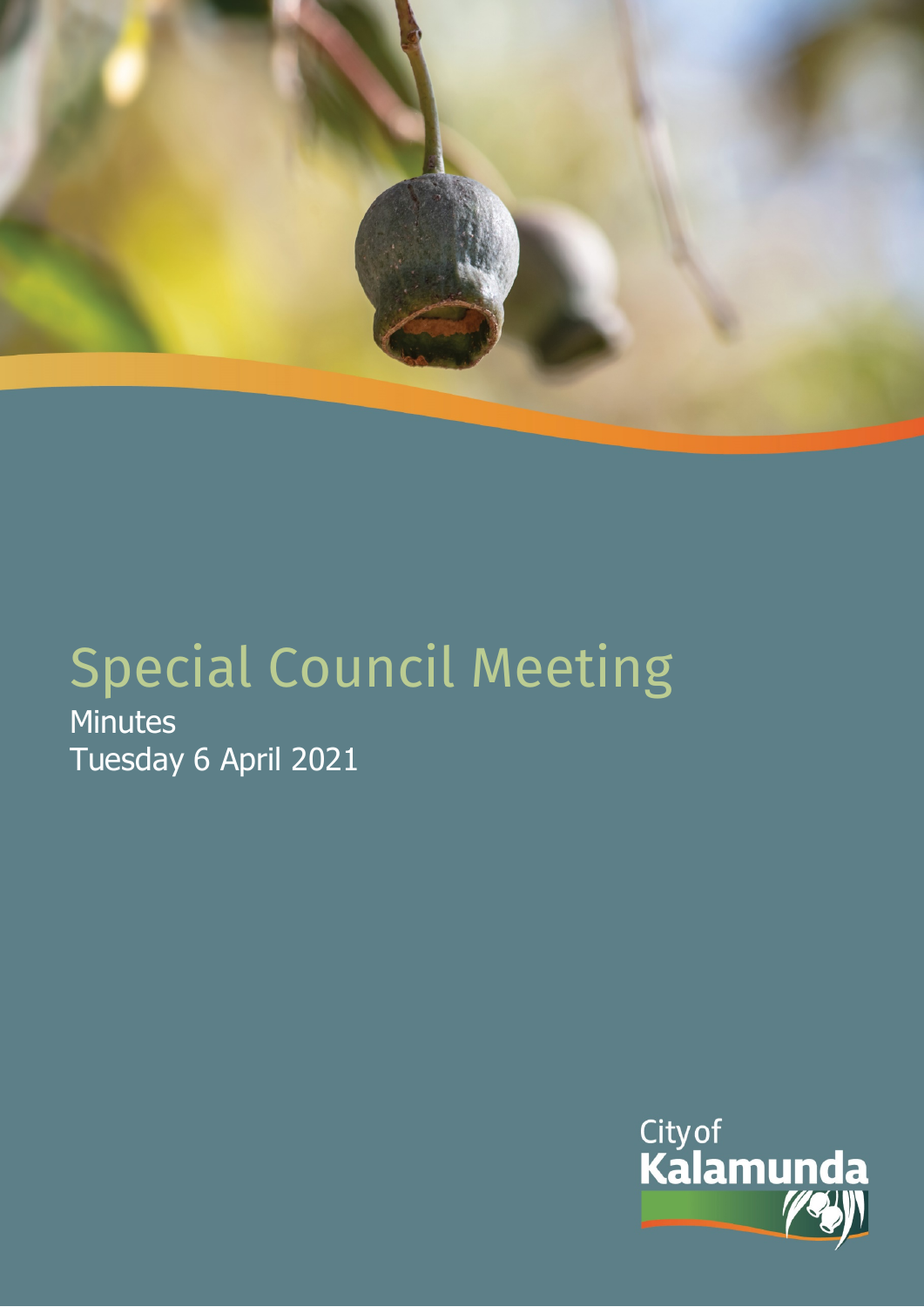# Special Council Meeting

Minutes

Tuesday 6 April 2021

City of Kalamunda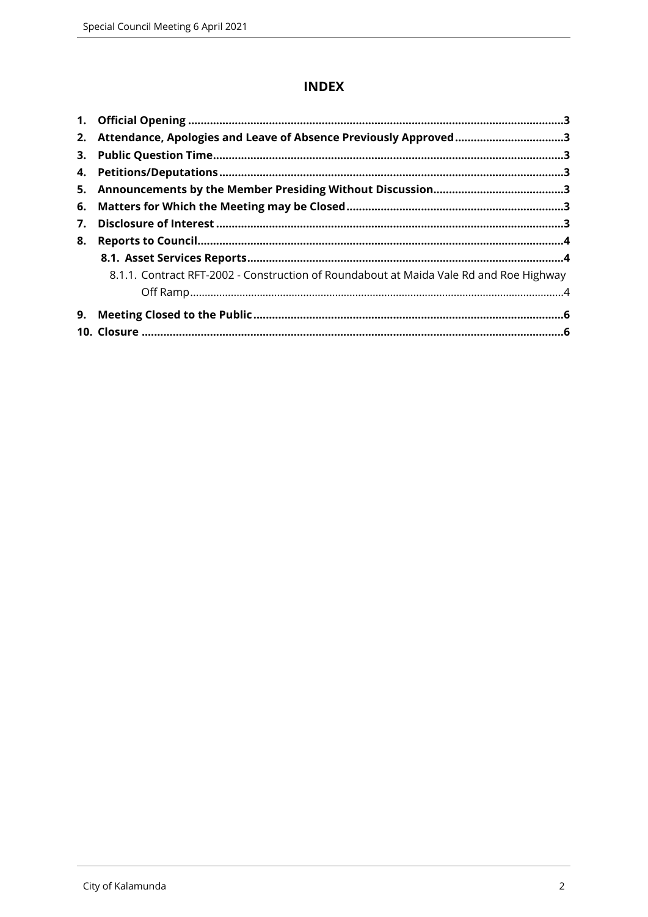# INDEX

1. **Official Opening** .......................................................................................................................3
2. **Attendance, Apologies and Leave of Absence Previously Approved** ..................................3
3. **Public Question Time** ...............................................................................................................3
4. **Petitions/Deputations** .............................................................................................................3
5. **Announcements by the Member Presiding Without Discussion** .........................................3
6. **Matters for Which the Meeting may be Closed** .....................................................................3
7. **Disclosure of Interest** ..............................................................................................................3
8. **Reports to Council** ....................................................................................................................4
   - **8.1. Asset Services Reports** ....................................................................................................4
     - 8.1.1. Contract RFT-2002 - Construction of Roundabout at Maida Vale Rd and Roe Highway Off Ramp .............................................................................................................................4
9. **Meeting Closed to the Public** ..................................................................................................6
10. **Closure** ......................................................................................................................................6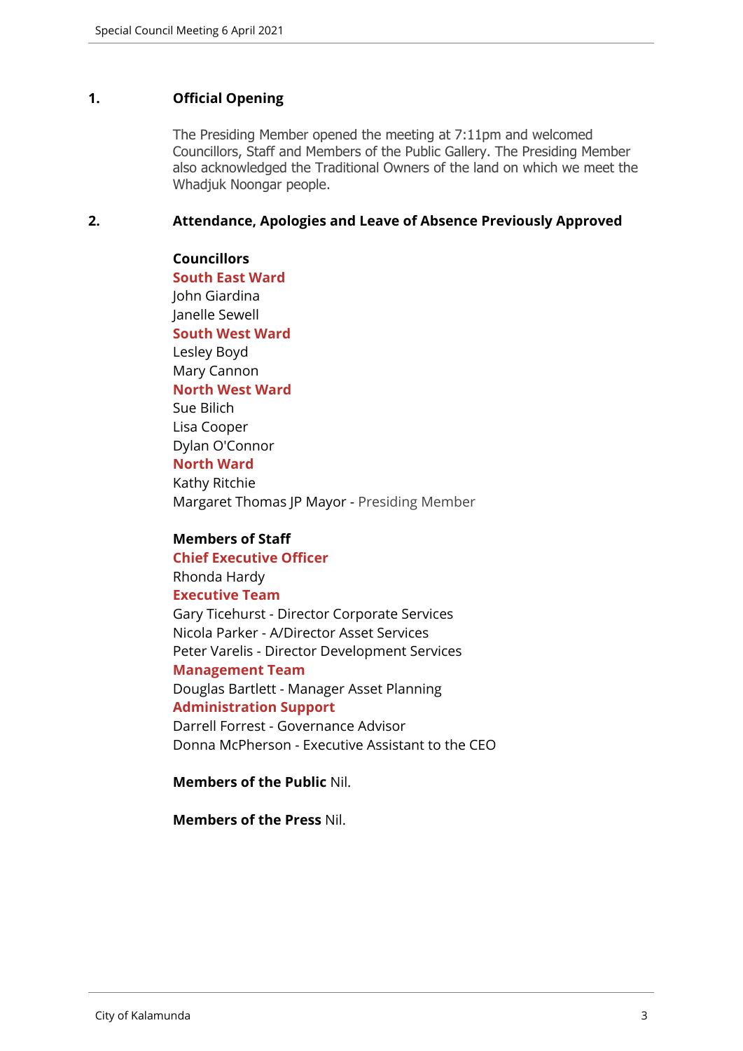## 1. Official Opening

The Presiding Member opened the meeting at 7:11pm and welcomed Councillors, Staff and Members of the Public Gallery. The Presiding Member also acknowledged the Traditional Owners of the land on which we meet the Whadjuk Noongar people.

## 2. Attendance, Apologies and Leave of Absence Previously Approved

**Councillors**

**South East Ward**
John Giardina
Janelle Sewell

**South West Ward**
Lesley Boyd
Mary Cannon

**North West Ward**
Sue Bilich
Lisa Cooper
Dylan O'Connor

**North Ward**
Kathy Ritchie
Margaret Thomas JP Mayor - Presiding Member

**Members of Staff**

**Chief Executive Officer**
Rhonda Hardy

**Executive Team**
Gary Ticehurst - Director Corporate Services
Nicola Parker - A/Director Asset Services
Peter Varelis - Director Development Services

**Management Team**
Douglas Bartlett - Manager Asset Planning

**Administration Support**
Darrell Forrest - Governance Advisor
Donna McPherson - Executive Assistant to the CEO

**Members of the Public** Nil.

**Members of the Press** Nil.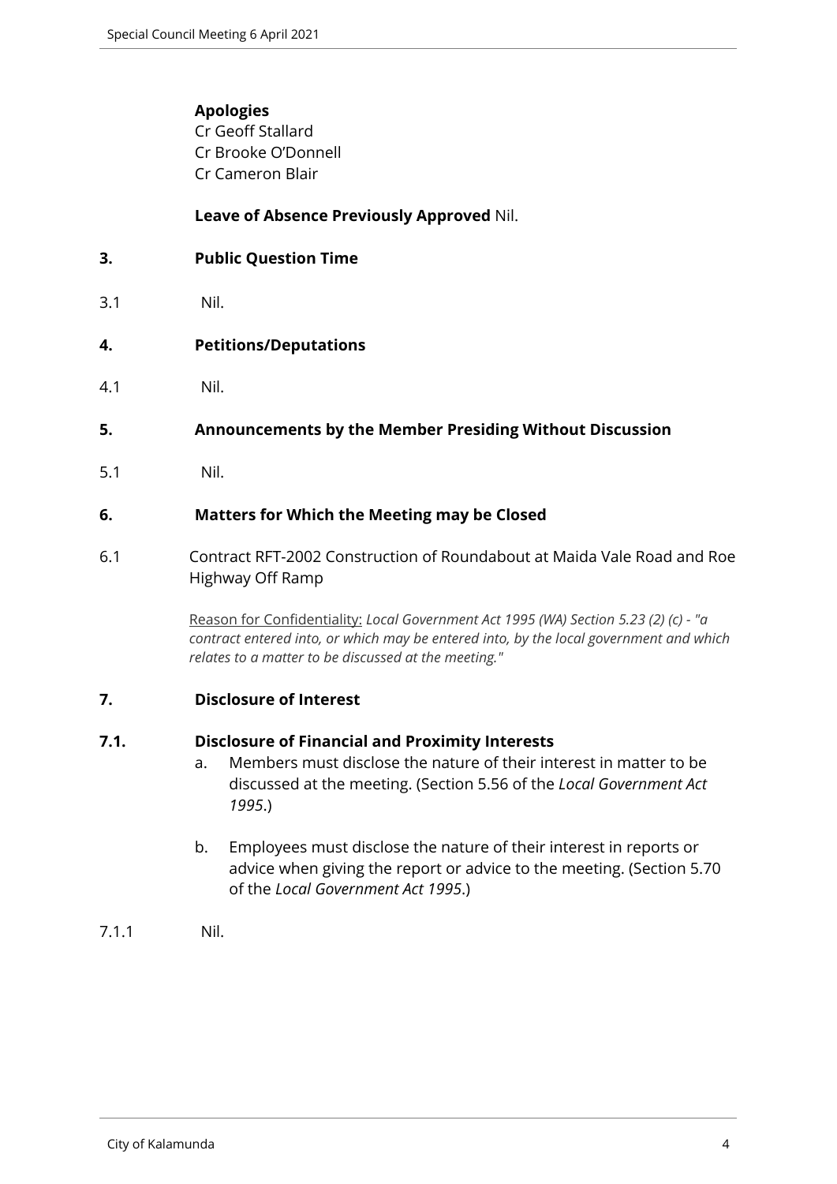**Apologies**
Cr Geoff Stallard
Cr Brooke O'Donnell
Cr Cameron Blair

**Leave of Absence Previously Approved** Nil.

## 3. Public Question Time

3.1 Nil.

## 4. Petitions/Deputations

4.1 Nil.

## 5. Announcements by the Member Presiding Without Discussion

5.1 Nil.

## 6. Matters for Which the Meeting may be Closed

6.1 Contract RFT-2002 Construction of Roundabout at Maida Vale Road and Roe Highway Off Ramp

Reason for Confidentiality: *Local Government Act 1995 (WA) Section 5.23 (2) (c) - "a contract entered into, or which may be entered into, by the local government and which relates to a matter to be discussed at the meeting."*

## 7. Disclosure of Interest

### 7.1. Disclosure of Financial and Proximity Interests

a. Members must disclose the nature of their interest in matter to be discussed at the meeting. (Section 5.56 of the *Local Government Act 1995*.)

b. Employees must disclose the nature of their interest in reports or advice when giving the report or advice to the meeting. (Section 5.70 of the *Local Government Act 1995*.)

7.1.1 Nil.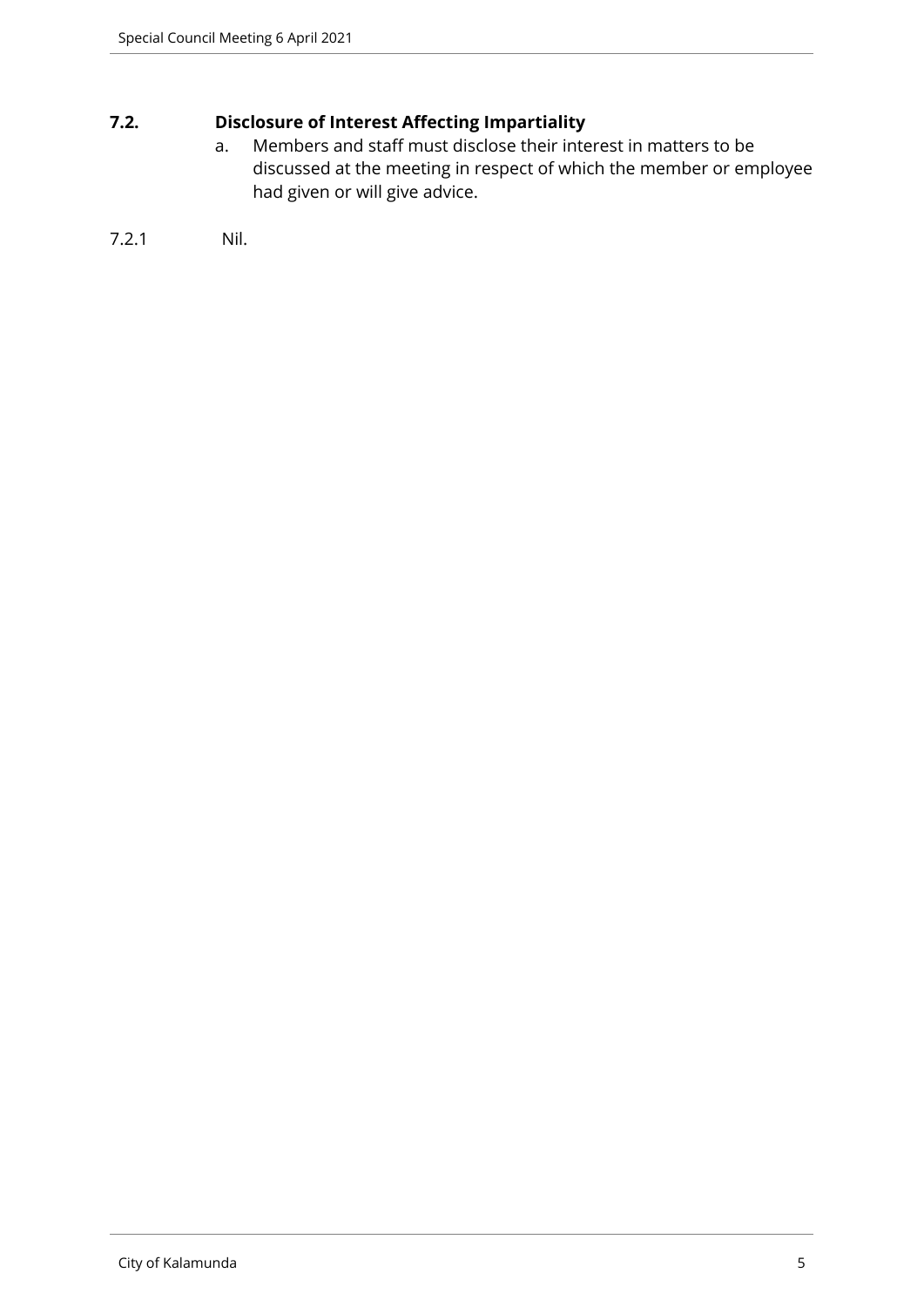## 7.2. Disclosure of Interest Affecting Impartiality

a. Members and staff must disclose their interest in matters to be discussed at the meeting in respect of which the member or employee had given or will give advice.

7.2.1 Nil.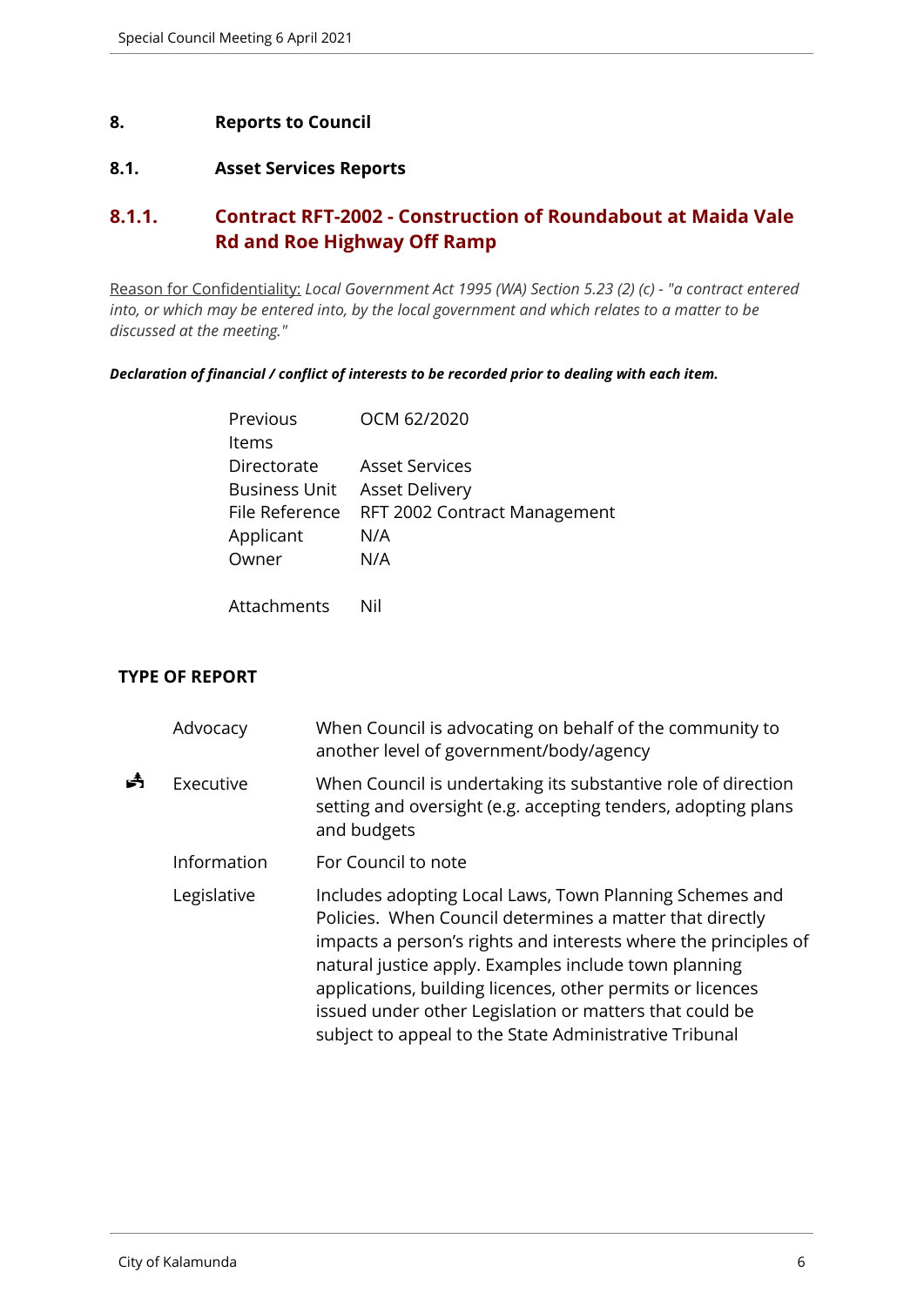# 8. Reports to Council

## 8.1. Asset Services Reports

### 8.1.1. Contract RFT-2002 - Construction of Roundabout at Maida Vale Rd and Roe Highway Off Ramp

Reason for Confidentiality: *Local Government Act 1995 (WA) Section 5.23 (2) (c) - "a contract entered into, or which may be entered into, by the local government and which relates to a matter to be discussed at the meeting."*

***Declaration of financial / conflict of interests to be recorded prior to dealing with each item.***

| | |
|---|---|
| Previous Items | OCM 62/2020 |
| Directorate | Asset Services |
| Business Unit | Asset Delivery |
| File Reference | RFT 2002 Contract Management |
| Applicant | N/A |
| Owner | N/A |
| Attachments | Nil |

**TYPE OF REPORT**

| | | |
|---|---|---|
| | Advocacy | When Council is advocating on behalf of the community to another level of government/body/agency |
| ✓ | Executive | When Council is undertaking its substantive role of direction setting and oversight (e.g. accepting tenders, adopting plans and budgets |
| | Information | For Council to note |
| | Legislative | Includes adopting Local Laws, Town Planning Schemes and Policies. When Council determines a matter that directly impacts a person's rights and interests where the principles of natural justice apply. Examples include town planning applications, building licences, other permits or licences issued under other Legislation or matters that could be subject to appeal to the State Administrative Tribunal |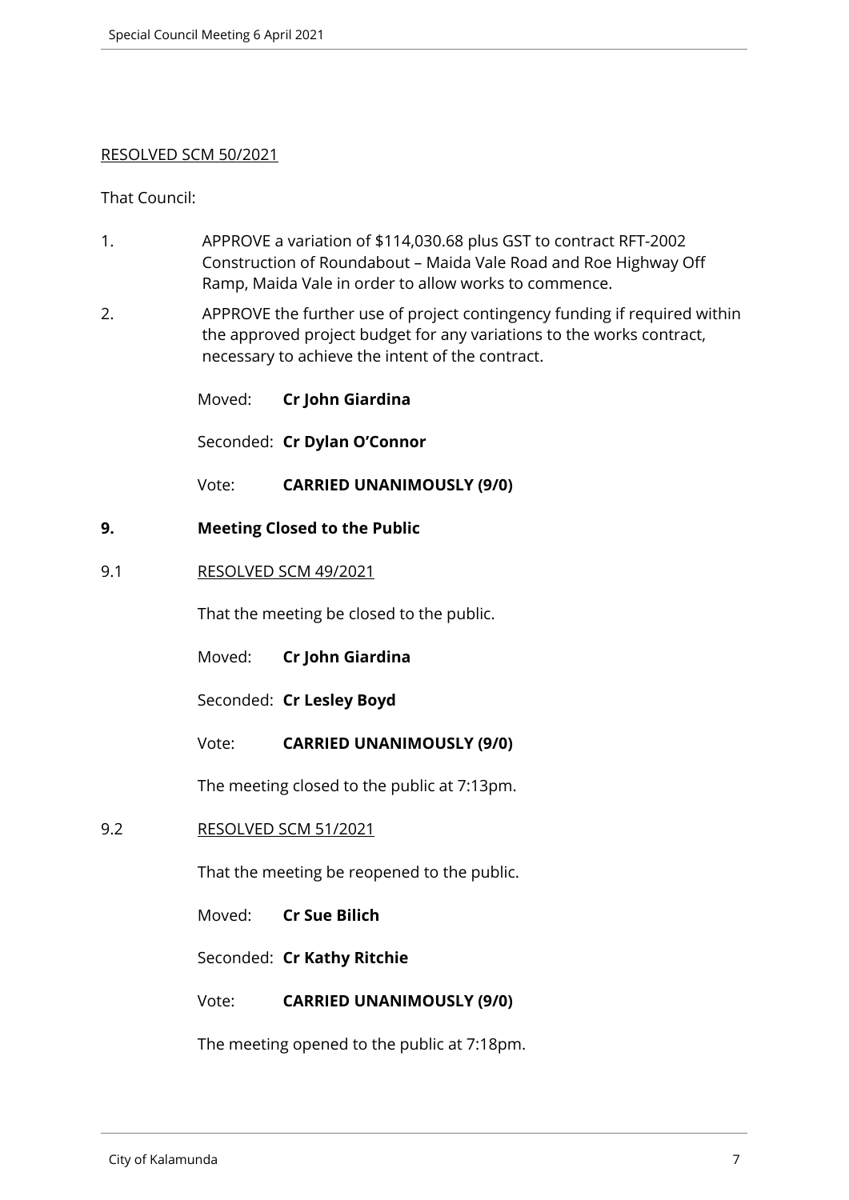RESOLVED SCM 50/2021

That Council:

1. APPROVE a variation of $114,030.68 plus GST to contract RFT-2002 Construction of Roundabout – Maida Vale Road and Roe Highway Off Ramp, Maida Vale in order to allow works to commence.
2. APPROVE the further use of project contingency funding if required within the approved project budget for any variations to the works contract, necessary to achieve the intent of the contract.

Moved: **Cr John Giardina**

Seconded: **Cr Dylan O'Connor**

Vote: **CARRIED UNANIMOUSLY (9/0)**

## 9. Meeting Closed to the Public

9.1 RESOLVED SCM 49/2021

That the meeting be closed to the public.

Moved: **Cr John Giardina**

Seconded: **Cr Lesley Boyd**

Vote: **CARRIED UNANIMOUSLY (9/0)**

The meeting closed to the public at 7:13pm.

9.2 RESOLVED SCM 51/2021

That the meeting be reopened to the public.

Moved: **Cr Sue Bilich**

Seconded: **Cr Kathy Ritchie**

Vote: **CARRIED UNANIMOUSLY (9/0)**

The meeting opened to the public at 7:18pm.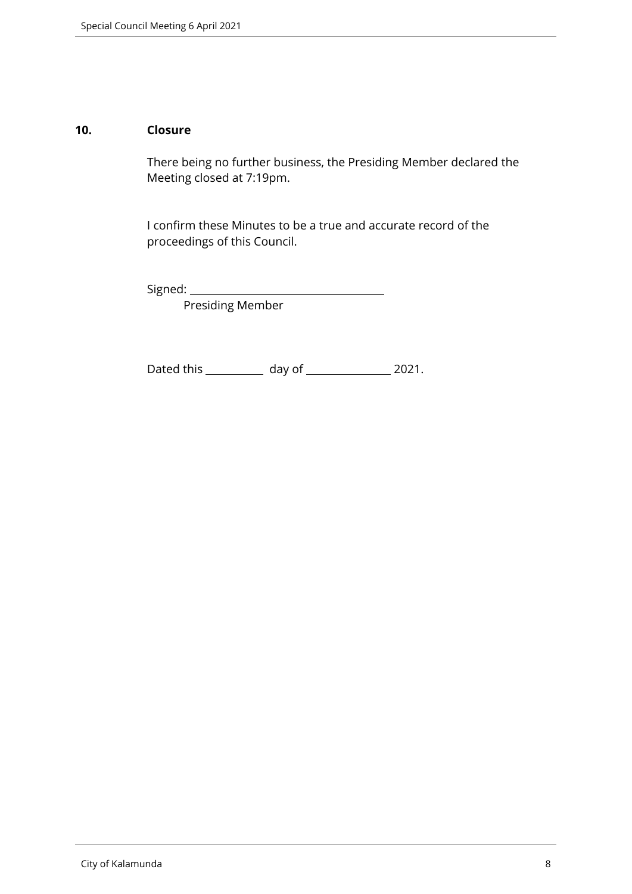## 10. Closure

There being no further business, the Presiding Member declared the Meeting closed at 7:19pm.

I confirm these Minutes to be a true and accurate record of the proceedings of this Council.

Signed: ___________________________________
Presiding Member

Dated this __________ day of _______________ 2021.